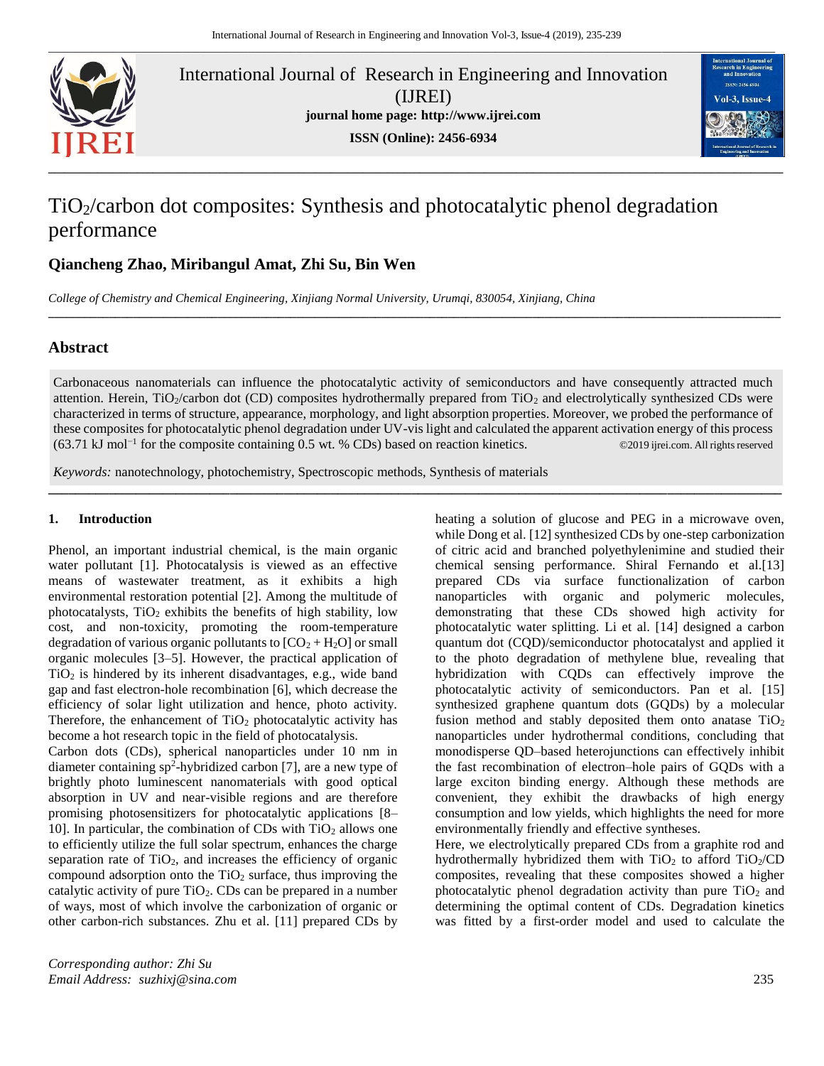# $TiO_2$/carbon dot composites: Synthesis and photocatalytic phenol degradation performance

**Qiancheng Zhao, Miribangul Amat, Zhi Su, Bin Wen**

*College of Chemistry and Chemical Engineering, Xinjiang Normal University, Urumqi, 830054, Xinjiang, China*

## Abstract

Carbonaceous nanomaterials can influence the photocatalytic activity of semiconductors and have consequently attracted much attention. Herein, $TiO_2$/carbon dot (CD) composites hydrothermally prepared from $TiO_2$ and electrolytically synthesized CDs were characterized in terms of structure, appearance, morphology, and light absorption properties. Moreover, we probed the performance of these composites for photocatalytic phenol degradation under UV-vis light and calculated the apparent activation energy of this process (63.71 kJ mol$^{-1}$ for the composite containing 0.5 wt. % CDs) based on reaction kinetics. ©2019 ijrei.com. All rights reserved

*Keywords:* nanotechnology, photochemistry, Spectroscopic methods, Synthesis of materials

## 1. Introduction

Phenol, an important industrial chemical, is the main organic water pollutant [1]. Photocatalysis is viewed as an effective means of wastewater treatment, as it exhibits a high environmental restoration potential [2]. Among the multitude of photocatalysts, $TiO_2$ exhibits the benefits of high stability, low cost, and non-toxicity, promoting the room-temperature degradation of various organic pollutants to [$CO_2$ + $H_2O$] or small organic molecules [3–5]. However, the practical application of $TiO_2$ is hindered by its inherent disadvantages, e.g., wide band gap and fast electron-hole recombination [6], which decrease the efficiency of solar light utilization and hence, photo activity. Therefore, the enhancement of $TiO_2$ photocatalytic activity has become a hot research topic in the field of photocatalysis.

Carbon dots (CDs), spherical nanoparticles under 10 nm in diameter containing $sp^2$-hybridized carbon [7], are a new type of brightly photo luminescent nanomaterials with good optical absorption in UV and near-visible regions and are therefore promising photosensitizers for photocatalytic applications [8–10]. In particular, the combination of CDs with $TiO_2$ allows one to efficiently utilize the full solar spectrum, enhances the charge separation rate of $TiO_2$, and increases the efficiency of organic compound adsorption onto the $TiO_2$ surface, thus improving the catalytic activity of pure $TiO_2$. CDs can be prepared in a number of ways, most of which involve the carbonization of organic or other carbon-rich substances. Zhu et al. [11] prepared CDs by heating a solution of glucose and PEG in a microwave oven, while Dong et al. [12] synthesized CDs by one-step carbonization of citric acid and branched polyethylenimine and studied their chemical sensing performance. Shiral Fernando et al.[13] prepared CDs via surface functionalization of carbon nanoparticles with organic and polymeric molecules, demonstrating that these CDs showed high activity for photocatalytic water splitting. Li et al. [14] designed a carbon quantum dot (CQD)/semiconductor photocatalyst and applied it to the photo degradation of methylene blue, revealing that hybridization with CQDs can effectively improve the photocatalytic activity of semiconductors. Pan et al. [15] synthesized graphene quantum dots (GQDs) by a molecular fusion method and stably deposited them onto anatase $TiO_2$ nanoparticles under hydrothermal conditions, concluding that monodisperse QD–based heterojunctions can effectively inhibit the fast recombination of electron–hole pairs of GQDs with a large exciton binding energy. Although these methods are convenient, they exhibit the drawbacks of high energy consumption and low yields, which highlights the need for more environmentally friendly and effective syntheses.

Here, we electrolytically prepared CDs from a graphite rod and hydrothermally hybridized them with $TiO_2$ to afford $TiO_2$/CD composites, revealing that these composites showed a higher photocatalytic phenol degradation activity than pure $TiO_2$ and determining the optimal content of CDs. Degradation kinetics was fitted by a first-order model and used to calculate the

*Corresponding author: Zhi Su*
*Email Address: suzhixj@sina.com*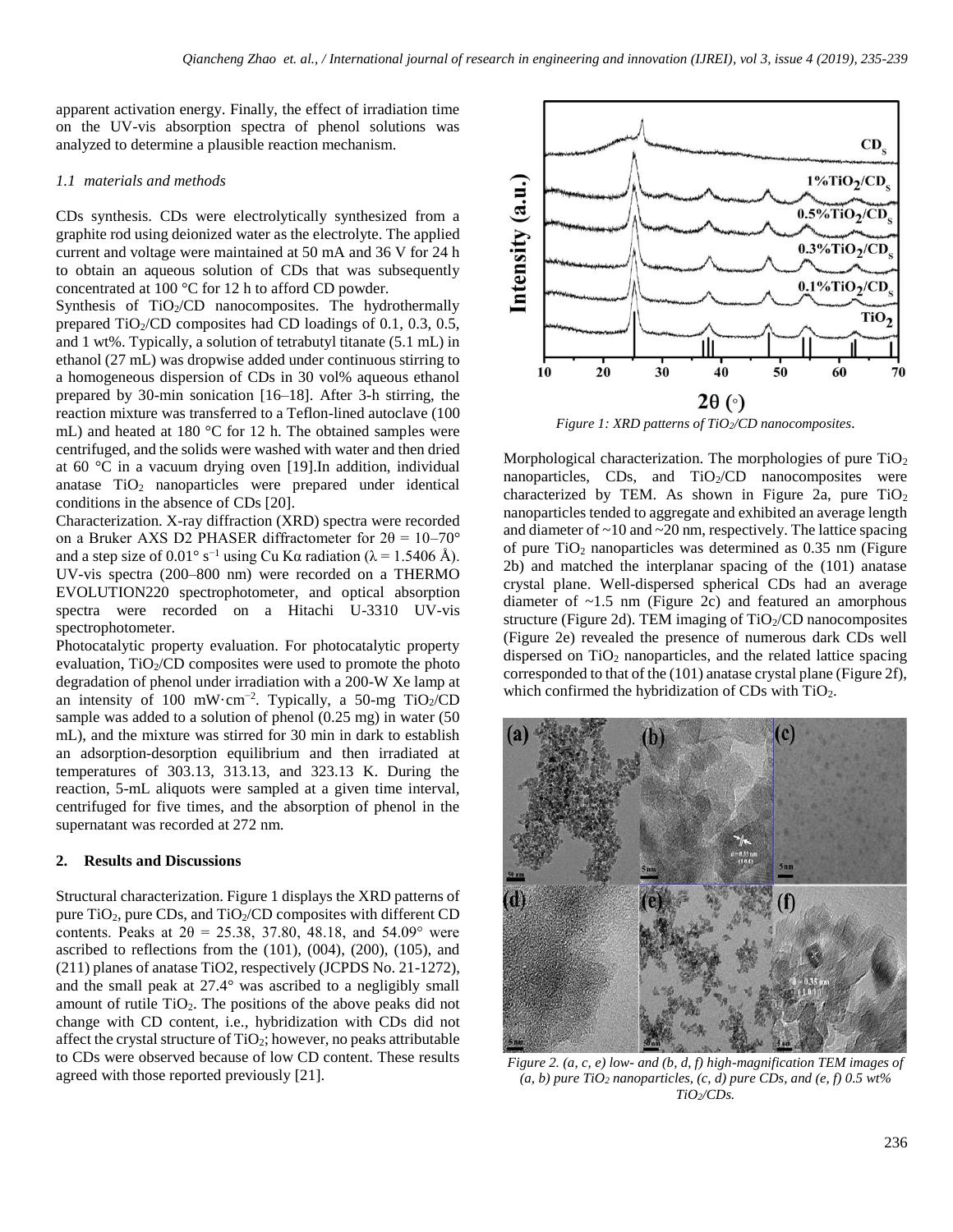apparent activation energy. Finally, the effect of irradiation time on the UV-vis absorption spectra of phenol solutions was analyzed to determine a plausible reaction mechanism.

### 1.1 materials and methods

CDs synthesis. CDs were electrolytically synthesized from a graphite rod using deionized water as the electrolyte. The applied current and voltage were maintained at 50 mA and 36 V for 24 h to obtain an aqueous solution of CDs that was subsequently concentrated at 100 °C for 12 h to afford CD powder.

Synthesis of $TiO_2$/CD nanocomposites. The hydrothermally prepared $TiO_2$/CD composites had CD loadings of 0.1, 0.3, 0.5, and 1 wt%. Typically, a solution of tetrabutyl titanate (5.1 mL) in ethanol (27 mL) was dropwise added under continuous stirring to a homogeneous dispersion of CDs in 30 vol% aqueous ethanol prepared by 30-min sonication [16–18]. After 3-h stirring, the reaction mixture was transferred to a Teflon-lined autoclave (100 mL) and heated at 180 °C for 12 h. The obtained samples were centrifuged, and the solids were washed with water and then dried at 60 °C in a vacuum drying oven [19].In addition, individual anatase $TiO_2$ nanoparticles were prepared under identical conditions in the absence of CDs [20].

Characterization. X-ray diffraction (XRD) spectra were recorded on a Bruker AXS D2 PHASER diffractometer for $2\theta$ = 10–70° and a step size of 0.01° $s^{-1}$ using Cu Kα radiation (λ = 1.5406 Å). UV-vis spectra (200–800 nm) were recorded on a THERMO EVOLUTION220 spectrophotometer, and optical absorption spectra were recorded on a Hitachi U-3310 UV-vis spectrophotometer.

Photocatalytic property evaluation. For photocatalytic property evaluation, $TiO_2$/CD composites were used to promote the photo degradation of phenol under irradiation with a 200-W Xe lamp at an intensity of 100 mW·$cm^{-2}$. Typically, a 50-mg $TiO_2$/CD sample was added to a solution of phenol (0.25 mg) in water (50 mL), and the mixture was stirred for 30 min in dark to establish an adsorption-desorption equilibrium and then irradiated at temperatures of 303.13, 313.13, and 323.13 K. During the reaction, 5-mL aliquots were sampled at a given time interval, centrifuged for five times, and the absorption of phenol in the supernatant was recorded at 272 nm.

## 2. Results and Discussions

Structural characterization. Figure 1 displays the XRD patterns of pure $TiO_2$, pure CDs, and $TiO_2$/CD composites with different CD contents. Peaks at $2\theta$ = 25.38, 37.80, 48.18, and 54.09° were ascribed to reflections from the (101), (004), (200), (105), and (211) planes of anatase TiO2, respectively (JCPDS No. 21-1272), and the small peak at 27.4° was ascribed to a negligibly small amount of rutile $TiO_2$. The positions of the above peaks did not change with CD content, i.e., hybridization with CDs did not affect the crystal structure of $TiO_2$; however, no peaks attributable to CDs were observed because of low CD content. These results agreed with those reported previously [21].

*Figure 1: XRD patterns of $TiO_2$/CD nanocomposites.*

Morphological characterization. The morphologies of pure $TiO_2$ nanoparticles, CDs, and $TiO_2$/CD nanocomposites were characterized by TEM. As shown in Figure 2a, pure $TiO_2$ nanoparticles tended to aggregate and exhibited an average length and diameter of ~10 and ~20 nm, respectively. The lattice spacing of pure $TiO_2$ nanoparticles was determined as 0.35 nm (Figure 2b) and matched the interplanar spacing of the (101) anatase crystal plane. Well-dispersed spherical CDs had an average diameter of ~1.5 nm (Figure 2c) and featured an amorphous structure (Figure 2d). TEM imaging of $TiO_2$/CD nanocomposites (Figure 2e) revealed the presence of numerous dark CDs well dispersed on $TiO_2$ nanoparticles, and the related lattice spacing corresponded to that of the (101) anatase crystal plane (Figure 2f), which confirmed the hybridization of CDs with $TiO_2$.

*Figure 2. (a, c, e) low- and (b, d, f) high-magnification TEM images of (a, b) pure $TiO_2$ nanoparticles, (c, d) pure CDs, and (e, f) 0.5 wt% $TiO_2$/CDs.*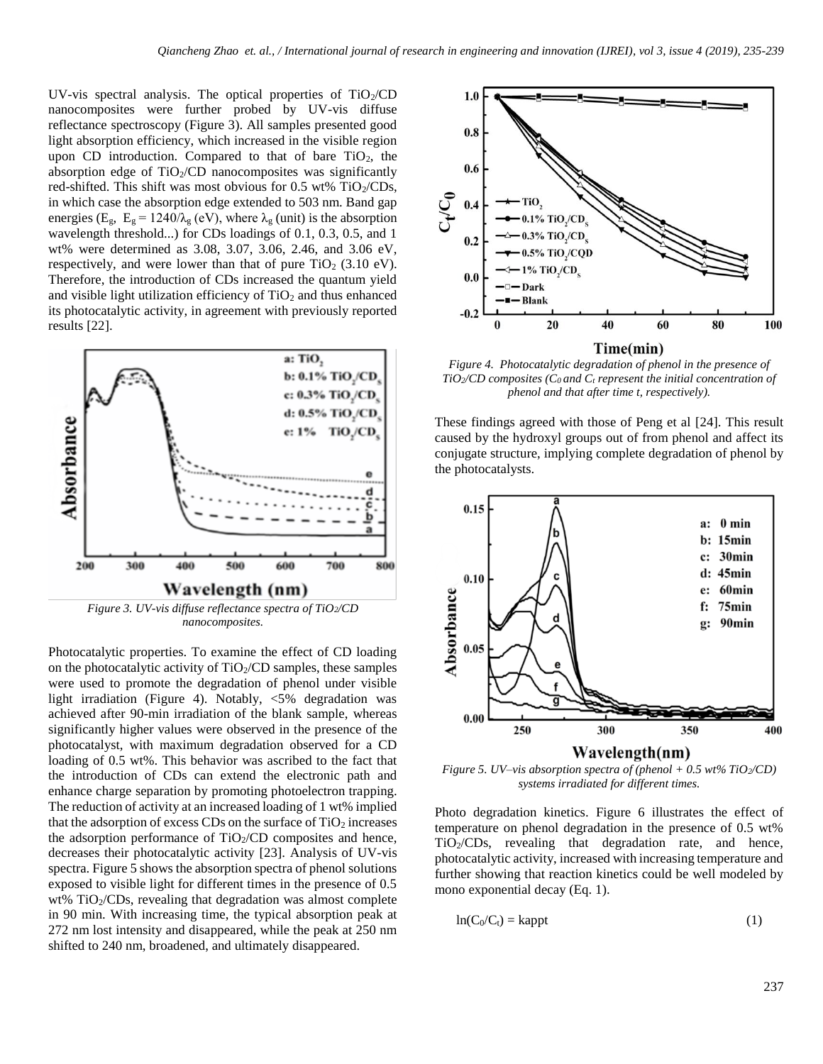UV-vis spectral analysis. The optical properties of $TiO_2$/CD nanocomposites were further probed by UV-vis diffuse reflectance spectroscopy (Figure 3). All samples presented good light absorption efficiency, which increased in the visible region upon CD introduction. Compared to that of bare $TiO_2$, the absorption edge of $TiO_2$/CD nanocomposites was significantly red-shifted. This shift was most obvious for 0.5 wt% $TiO_2$/CDs, in which case the absorption edge extended to 503 nm. Band gap energies ($E_g$, $E_g = 1240/\lambda_g$ (eV), where $\lambda_g$ (unit) is the absorption wavelength threshold...) for CDs loadings of 0.1, 0.3, 0.5, and 1 wt% were determined as 3.08, 3.07, 3.06, 2.46, and 3.06 eV, respectively, and were lower than that of pure $TiO_2$ (3.10 eV). Therefore, the introduction of CDs increased the quantum yield and visible light utilization efficiency of $TiO_2$ and thus enhanced its photocatalytic activity, in agreement with previously reported results [22].

*Figure 3. UV-vis diffuse reflectance spectra of $TiO_2$/CD nanocomposites.*

Photocatalytic properties. To examine the effect of CD loading on the photocatalytic activity of $TiO_2$/CD samples, these samples were used to promote the degradation of phenol under visible light irradiation (Figure 4). Notably, <5% degradation was achieved after 90-min irradiation of the blank sample, whereas significantly higher values were observed in the presence of the photocatalyst, with maximum degradation observed for a CD loading of 0.5 wt%. This behavior was ascribed to the fact that the introduction of CDs can extend the electronic path and enhance charge separation by promoting photoelectron trapping. The reduction of activity at an increased loading of 1 wt% implied that the adsorption of excess CDs on the surface of $TiO_2$ increases the adsorption performance of $TiO_2$/CD composites and hence, decreases their photocatalytic activity [23]. Analysis of UV-vis spectra. Figure 5 shows the absorption spectra of phenol solutions exposed to visible light for different times in the presence of 0.5 wt% $TiO_2$/CDs, revealing that degradation was almost complete in 90 min. With increasing time, the typical absorption peak at 272 nm lost intensity and disappeared, while the peak at 250 nm shifted to 240 nm, broadened, and ultimately disappeared.

*Figure 4. Photocatalytic degradation of phenol in the presence of $TiO_2$/CD composites ($C_0$ and $C_t$ represent the initial concentration of phenol and that after time t, respectively).*

These findings agreed with those of Peng et al [24]. This result caused by the hydroxyl groups out of from phenol and affect its conjugate structure, implying complete degradation of phenol by the photocatalysts.

*Figure 5. UV–vis absorption spectra of (phenol + 0.5 wt% $TiO_2$/CD) systems irradiated for different times.*

Photo degradation kinetics. Figure 6 illustrates the effect of temperature on phenol degradation in the presence of 0.5 wt% $TiO_2$/CDs, revealing that degradation rate, and hence, photocatalytic activity, increased with increasing temperature and further showing that reaction kinetics could be well modeled by mono exponential decay (Eq. 1).

$$\ln(C_0/C_t) = kappt \qquad (1)$$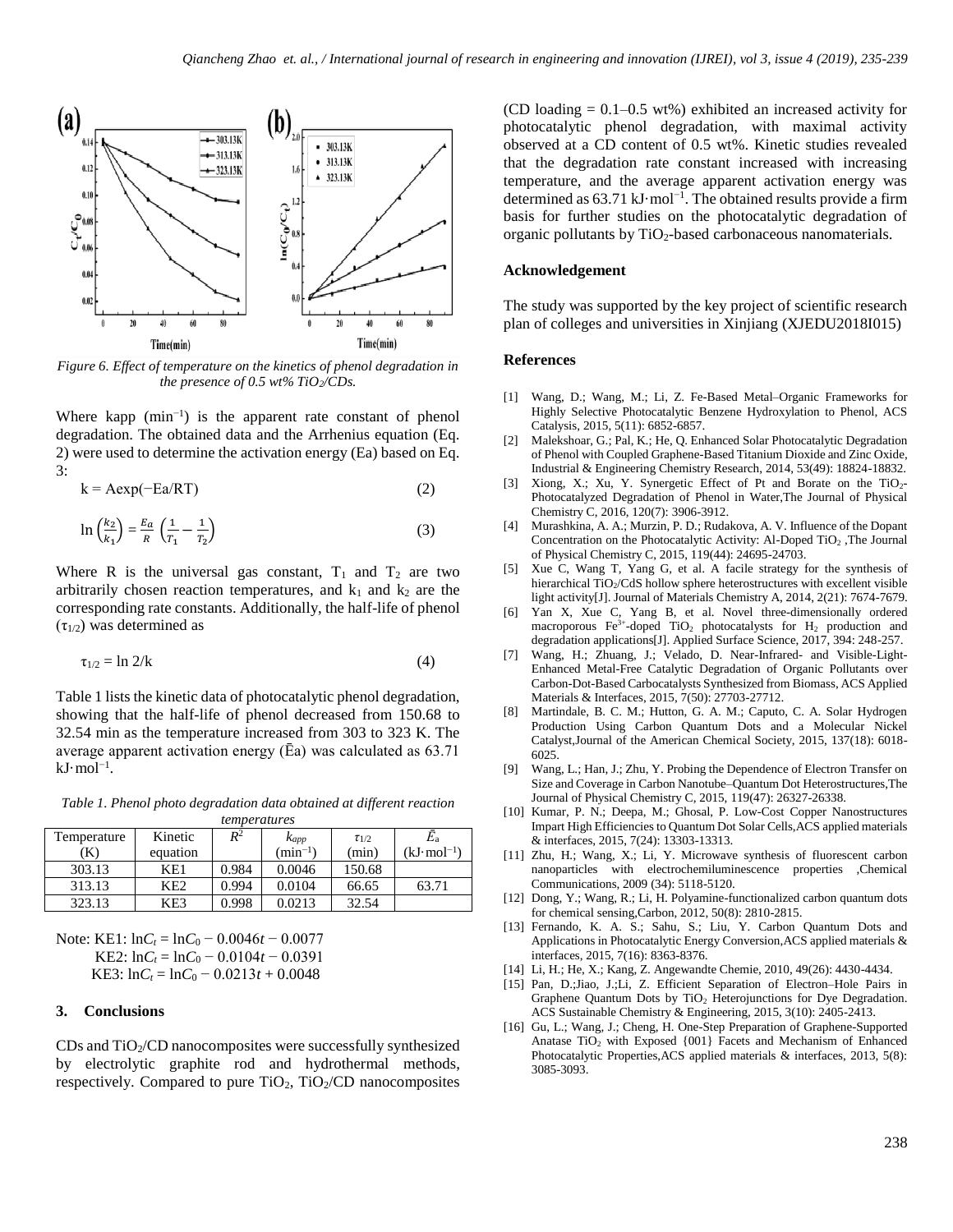Figure 6. Effect of temperature on the kinetics of phenol degradation in the presence of 0.5 wt% $TiO_2$/CDs.

Where kapp ($min^{-1}$) is the apparent rate constant of phenol degradation. The obtained data and the Arrhenius equation (Eq. 2) were used to determine the activation energy (Ea) based on Eq. 3:

$$k = A\exp(-Ea/RT) \tag{2}$$

$$\ln\left(\frac{k_2}{k_1}\right) = \frac{E_a}{R}\left(\frac{1}{T_1} - \frac{1}{T_2}\right) \tag{3}$$

Where R is the universal gas constant, $T_1$ and $T_2$ are two arbitrarily chosen reaction temperatures, and $k_1$ and $k_2$ are the corresponding rate constants. Additionally, the half-life of phenol ($\tau_{1/2}$) was determined as

$$\tau_{1/2} = \ln 2/k \tag{4}$$

Table 1 lists the kinetic data of photocatalytic phenol degradation, showing that the half-life of phenol decreased from 150.68 to 32.54 min as the temperature increased from 303 to 323 K. The average apparent activation energy ($\bar{E}a$) was calculated as 63.71 $kJ\cdot mol^{-1}$.

*Table 1. Phenol photo degradation data obtained at different reaction temperatures*

| Temperature (K) | Kinetic equation | $R^2$ | $k_{app}$ ($min^{-1}$) | $\tau_{1/2}$ (min) | $\bar{E}_a$ ($kJ\cdot mol^{-1}$) |
|---|---|---|---|---|---|
| 303.13 | KE1 | 0.984 | 0.0046 | 150.68 | |
| 313.13 | KE2 | 0.994 | 0.0104 | 66.65 | 63.71 |
| 323.13 | KE3 | 0.998 | 0.0213 | 32.54 | |

Note: KE1: $\ln C_t = \ln C_0 - 0.0046t - 0.0077$
KE2: $\ln C_t = \ln C_0 - 0.0104t - 0.0391$
KE3: $\ln C_t = \ln C_0 - 0.0213t + 0.0048$

## 3. Conclusions

CDs and $TiO_2$/CD nanocomposites were successfully synthesized by electrolytic graphite rod and hydrothermal methods, respectively. Compared to pure $TiO_2$, $TiO_2$/CD nanocomposites (CD loading = 0.1–0.5 wt%) exhibited an increased activity for photocatalytic phenol degradation, with maximal activity observed at a CD content of 0.5 wt%. Kinetic studies revealed that the degradation rate constant increased with increasing temperature, and the average apparent activation energy was determined as 63.71 $kJ\cdot mol^{-1}$. The obtained results provide a firm basis for further studies on the photocatalytic degradation of organic pollutants by $TiO_2$-based carbonaceous nanomaterials.

### Acknowledgement

The study was supported by the key project of scientific research plan of colleges and universities in Xinjiang (XJEDU2018I015)

### References

[1] Wang, D.; Wang, M.; Li, Z. Fe-Based Metal–Organic Frameworks for Highly Selective Photocatalytic Benzene Hydroxylation to Phenol, ACS Catalysis, 2015, 5(11): 6852-6857.

[2] Malekshoar, G.; Pal, K.; He, Q. Enhanced Solar Photocatalytic Degradation of Phenol with Coupled Graphene-Based Titanium Dioxide and Zinc Oxide, Industrial & Engineering Chemistry Research, 2014, 53(49): 18824-18832.

[3] Xiong, X.; Xu, Y. Synergetic Effect of Pt and Borate on the $TiO_2$-Photocatalyzed Degradation of Phenol in Water,The Journal of Physical Chemistry C, 2016, 120(7): 3906-3912.

[4] Murashkina, A. A.; Murzin, P. D.; Rudakova, A. V. Influence of the Dopant Concentration on the Photocatalytic Activity: Al-Doped $TiO_2$ ,The Journal of Physical Chemistry C, 2015, 119(44): 24695-24703.

[5] Xue C, Wang T, Yang G, et al. A facile strategy for the synthesis of hierarchical $TiO_2$/CdS hollow sphere heterostructures with excellent visible light activity[J]. Journal of Materials Chemistry A, 2014, 2(21): 7674-7679.

[6] Yan X, Xue C, Yang B, et al. Novel three-dimensionally ordered macroporous $Fe^{3+}$-doped $TiO_2$ photocatalysts for $H_2$ production and degradation applications[J]. Applied Surface Science, 2017, 394: 248-257.

[7] Wang, H.; Zhuang, J.; Velado, D. Near-Infrared- and Visible-Light-Enhanced Metal-Free Catalytic Degradation of Organic Pollutants over Carbon-Dot-Based Carbocatalysts Synthesized from Biomass, ACS Applied Materials & Interfaces, 2015, 7(50): 27703-27712.

[8] Martindale, B. C. M.; Hutton, G. A. M.; Caputo, C. A. Solar Hydrogen Production Using Carbon Quantum Dots and a Molecular Nickel Catalyst,Journal of the American Chemical Society, 2015, 137(18): 6018-6025.

[9] Wang, L.; Han, J.; Zhu, Y. Probing the Dependence of Electron Transfer on Size and Coverage in Carbon Nanotube–Quantum Dot Heterostructures,The Journal of Physical Chemistry C, 2015, 119(47): 26327-26338.

[10] Kumar, P. N.; Deepa, M.; Ghosal, P. Low-Cost Copper Nanostructures Impart High Efficiencies to Quantum Dot Solar Cells,ACS applied materials & interfaces, 2015, 7(24): 13303-13313.

[11] Zhu, H.; Wang, X.; Li, Y. Microwave synthesis of fluorescent carbon nanoparticles with electrochemiluminescence properties ,Chemical Communications, 2009 (34): 5118-5120.

[12] Dong, Y.; Wang, R.; Li, H. Polyamine-functionalized carbon quantum dots for chemical sensing,Carbon, 2012, 50(8): 2810-2815.

[13] Fernando, K. A. S.; Sahu, S.; Liu, Y. Carbon Quantum Dots and Applications in Photocatalytic Energy Conversion,ACS applied materials & interfaces, 2015, 7(16): 8363-8376.

[14] Li, H.; He, X.; Kang, Z. Angewandte Chemie, 2010, 49(26): 4430-4434.

[15] Pan, D.;Jiao, J.;Li, Z. Efficient Separation of Electron–Hole Pairs in Graphene Quantum Dots by $TiO_2$ Heterojunctions for Dye Degradation. ACS Sustainable Chemistry & Engineering, 2015, 3(10): 2405-2413.

[16] Gu, L.; Wang, J.; Cheng, H. One-Step Preparation of Graphene-Supported Anatase $TiO_2$ with Exposed {001} Facets and Mechanism of Enhanced Photocatalytic Properties,ACS applied materials & interfaces, 2013, 5(8): 3085-3093.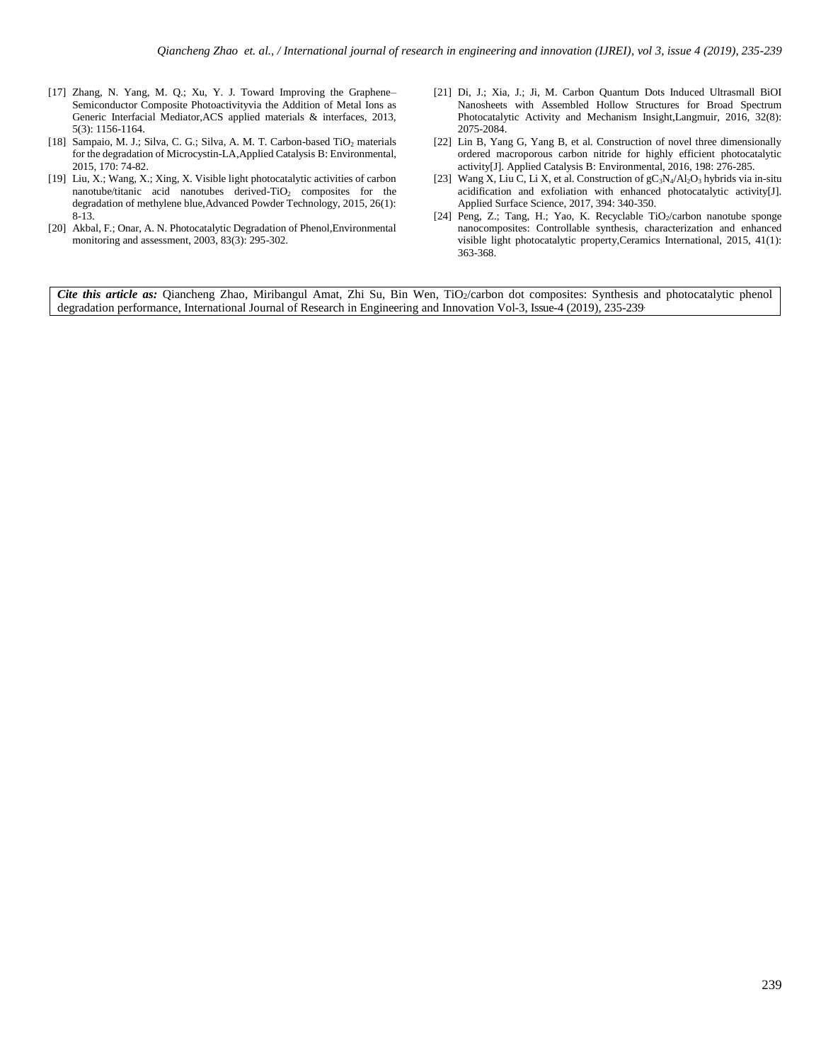[17] Zhang, N. Yang, M. Q.; Xu, Y. J. Toward Improving the Graphene–Semiconductor Composite Photoactivityvia the Addition of Metal Ions as Generic Interfacial Mediator,ACS applied materials & interfaces, 2013, 5(3): 1156-1164.

[18] Sampaio, M. J.; Silva, C. G.; Silva, A. M. T. Carbon-based $TiO_2$ materials for the degradation of Microcystin-LA,Applied Catalysis B: Environmental, 2015, 170: 74-82.

[19] Liu, X.; Wang, X.; Xing, X. Visible light photocatalytic activities of carbon nanotube/titanic acid nanotubes derived-$TiO_2$ composites for the degradation of methylene blue,Advanced Powder Technology, 2015, 26(1): 8-13.

[20] Akbal, F.; Onar, A. N. Photocatalytic Degradation of Phenol,Environmental monitoring and assessment, 2003, 83(3): 295-302.

[21] Di, J.; Xia, J.; Ji, M. Carbon Quantum Dots Induced Ultrasmall BiOI Nanosheets with Assembled Hollow Structures for Broad Spectrum Photocatalytic Activity and Mechanism Insight,Langmuir, 2016, 32(8): 2075-2084.

[22] Lin B, Yang G, Yang B, et al. Construction of novel three dimensionally ordered macroporous carbon nitride for highly efficient photocatalytic activity[J]. Applied Catalysis B: Environmental, 2016, 198: 276-285.

[23] Wang X, Liu C, Li X, et al. Construction of $gC_3N_4/Al_2O_3$ hybrids via in-situ acidification and exfoliation with enhanced photocatalytic activity[J]. Applied Surface Science, 2017, 394: 340-350.

[24] Peng, Z.; Tang, H.; Yao, K. Recyclable $TiO_2$/carbon nanotube sponge nanocomposites: Controllable synthesis, characterization and enhanced visible light photocatalytic property,Ceramics International, 2015, 41(1): 363-368.

***Cite this article as:*** Qiancheng Zhao, Miribangul Amat, Zhi Su, Bin Wen, $TiO_2$/carbon dot composites: Synthesis and photocatalytic phenol degradation performance, International Journal of Research in Engineering and Innovation Vol-3, Issue-4 (2019), 235-239.